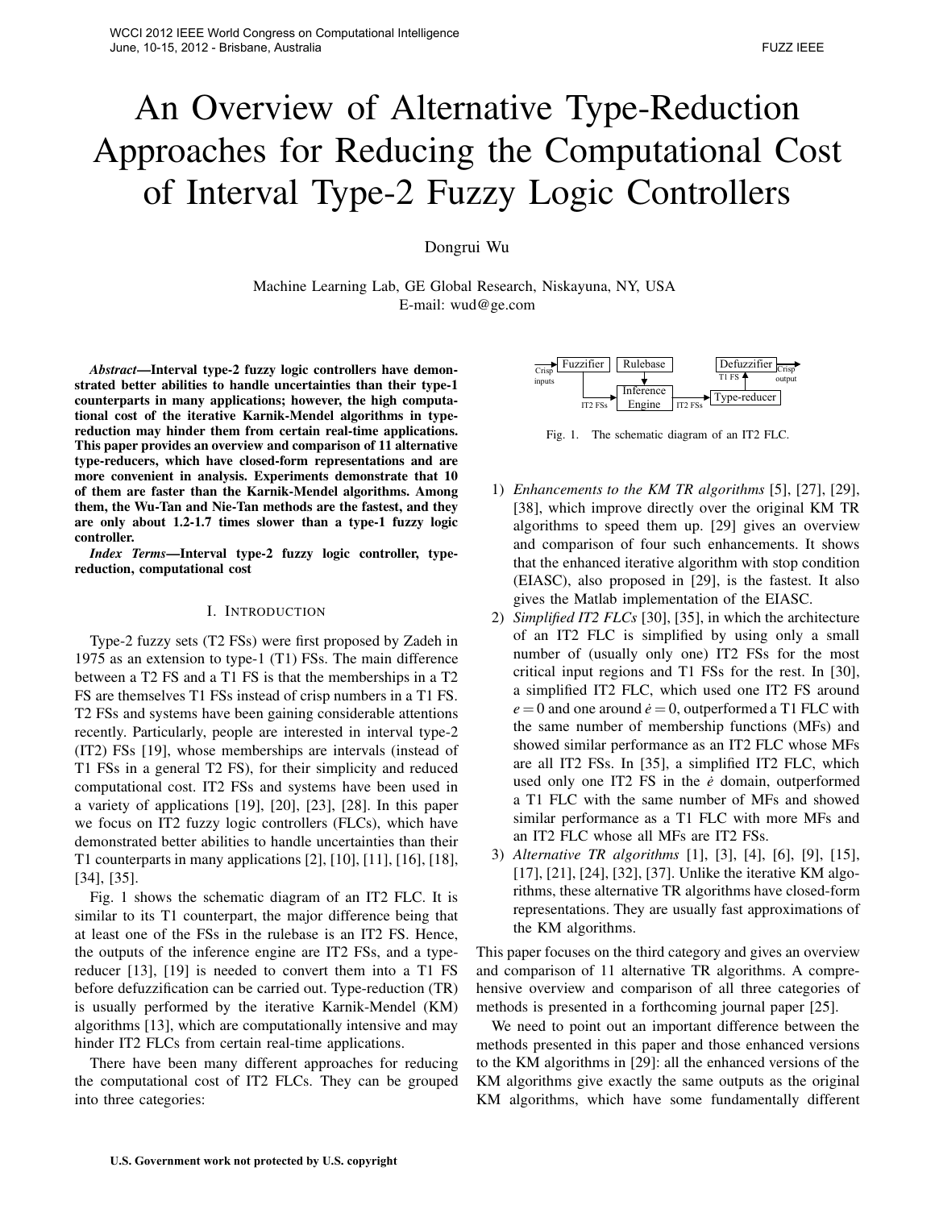# An Overview of Alternative Type-Reduction Approaches for Reducing the Computational Cost of Interval Type-2 Fuzzy Logic Controllers

Dongrui Wu

Machine Learning Lab, GE Global Research, Niskayuna, NY, USA
E-mail: wud@ge.com

***Abstract*—Interval type-2 fuzzy logic controllers have demonstrated better abilities to handle uncertainties than their type-1 counterparts in many applications; however, the high computational cost of the iterative Karnik-Mendel algorithms in type-reduction may hinder them from certain real-time applications. This paper provides an overview and comparison of 11 alternative type-reducers, which have closed-form representations and are more convenient in analysis. Experiments demonstrate that 10 of them are faster than the Karnik-Mendel algorithms. Among them, the Wu-Tan and Nie-Tan methods are the fastest, and they are only about 1.2-1.7 times slower than a type-1 fuzzy logic controller.**

***Index Terms*—Interval type-2 fuzzy logic controller, type-reduction, computational cost**

## I. Introduction

Type-2 fuzzy sets (T2 FSs) were first proposed by Zadeh in 1975 as an extension to type-1 (T1) FSs. The main difference between a T2 FS and a T1 FS is that the memberships in a T2 FS are themselves T1 FSs instead of crisp numbers in a T1 FS. T2 FSs and systems have been gaining considerable attentions recently. Particularly, people are interested in interval type-2 (IT2) FSs [19], whose memberships are intervals (instead of T1 FSs in a general T2 FS), for their simplicity and reduced computational cost. IT2 FSs and systems have been used in a variety of applications [19], [20], [23], [28]. In this paper we focus on IT2 fuzzy logic controllers (FLCs), which have demonstrated better abilities to handle uncertainties than their T1 counterparts in many applications [2], [10], [11], [16], [18], [34], [35].

Fig. 1 shows the schematic diagram of an IT2 FLC. It is similar to its T1 counterpart, the major difference being that at least one of the FSs in the rulebase is an IT2 FS. Hence, the outputs of the inference engine are IT2 FSs, and a type-reducer [13], [19] is needed to convert them into a T1 FS before defuzzification can be carried out. Type-reduction (TR) is usually performed by the iterative Karnik-Mendel (KM) algorithms [13], which are computationally intensive and may hinder IT2 FLCs from certain real-time applications.

There have been many different approaches for reducing the computational cost of IT2 FLCs. They can be grouped into three categories:

Fig. 1. The schematic diagram of an IT2 FLC.

1) *Enhancements to the KM TR algorithms* [5], [27], [29], [38], which improve directly over the original KM TR algorithms to speed them up. [29] gives an overview and comparison of four such enhancements. It shows that the enhanced iterative algorithm with stop condition (EIASC), also proposed in [29], is the fastest. It also gives the Matlab implementation of the EIASC.
2) *Simplified IT2 FLCs* [30], [35], in which the architecture of an IT2 FLC is simplified by using only a small number of (usually only one) IT2 FSs for the most critical input regions and T1 FSs for the rest. In [30], a simplified IT2 FLC, which used one IT2 FS around $e = 0$ and one around $\dot{e} = 0$, outperformed a T1 FLC with the same number of membership functions (MFs) and showed similar performance as an IT2 FLC whose MFs are all IT2 FSs. In [35], a simplified IT2 FLC, which used only one IT2 FS in the $\dot{e}$ domain, outperformed a T1 FLC with the same number of MFs and showed similar performance as a T1 FLC with more MFs and an IT2 FLC whose all MFs are IT2 FSs.
3) *Alternative TR algorithms* [1], [3], [4], [6], [9], [15], [17], [21], [24], [32], [37]. Unlike the iterative KM algorithms, these alternative TR algorithms have closed-form representations. They are usually fast approximations of the KM algorithms.

This paper focuses on the third category and gives an overview and comparison of 11 alternative TR algorithms. A comprehensive overview and comparison of all three categories of methods is presented in a forthcoming journal paper [25].

We need to point out an important difference between the methods presented in this paper and those enhanced versions to the KM algorithms in [29]: all the enhanced versions of the KM algorithms give exactly the same outputs as the original KM algorithms, which have some fundamentally different

U.S. Government work not protected by U.S. copyright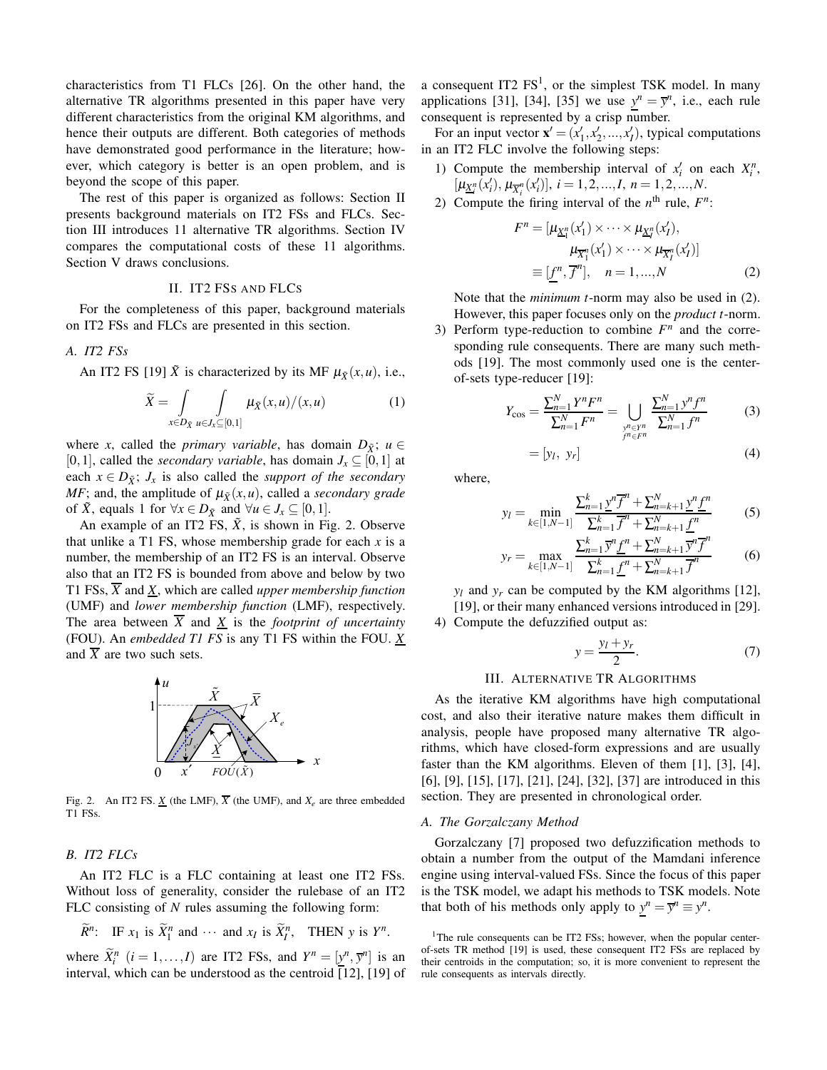characteristics from T1 FLCs [26]. On the other hand, the alternative TR algorithms presented in this paper have very different characteristics from the original KM algorithms, and hence their outputs are different. Both categories of methods have demonstrated good performance in the literature; however, which category is better is an open problem, and is beyond the scope of this paper.

The rest of this paper is organized as follows: Section II presents background materials on IT2 FSs and FLCs. Section III introduces 11 alternative TR algorithms. Section IV compares the computational costs of these 11 algorithms. Section V draws conclusions.

## II. IT2 FSs and FLCs

For the completeness of this paper, background materials on IT2 FSs and FLCs are presented in this section.

### A. IT2 FSs

An IT2 FS [19] $\tilde{X}$ is characterized by its MF $\mu_{\tilde{X}}(x,u)$, i.e.,

$$\widetilde{X} = \int_{x\in D_{\tilde{X}}} \int_{u\in J_x\subseteq[0,1]} \mu_{\tilde{X}}(x,u)/(x,u) \tag{1}$$

where $x$, called the *primary variable*, has domain $D_{\tilde{X}}$; $u \in [0,1]$, called the *secondary variable*, has domain $J_x \subseteq [0,1]$ at each $x \in D_{\tilde{X}}$; $J_x$ is also called the *support of the secondary MF*; and, the amplitude of $\mu_{\tilde{X}}(x,u)$, called a *secondary grade* of $\tilde{X}$, equals 1 for $\forall x \in D_{\tilde{X}}$ and $\forall u \in J_x \subseteq [0,1]$.

An example of an IT2 FS, $\tilde{X}$, is shown in Fig. 2. Observe that unlike a T1 FS, whose membership grade for each $x$ is a number, the membership of an IT2 FS is an interval. Observe also that an IT2 FS is bounded from above and below by two T1 FSs, $\overline{X}$ and $\underline{X}$, which are called *upper membership function* (UMF) and *lower membership function* (LMF), respectively. The area between $\overline{X}$ and $\underline{X}$ is the *footprint of uncertainty* (FOU). An *embedded T1 FS* is any T1 FS within the FOU. $\underline{X}$ and $\overline{X}$ are two such sets.

Fig. 2. An IT2 FS. $\underline{X}$ (the LMF), $\overline{X}$ (the UMF), and $X_e$ are three embedded T1 FSs.

### B. IT2 FLCs

An IT2 FLC is a FLC containing at least one IT2 FSs. Without loss of generality, consider the rulebase of an IT2 FLC consisting of $N$ rules assuming the following form:

$$\widetilde{R}^n: \quad \text{IF } x_1 \text{ is } \widetilde{X}_1^n \text{ and } \cdots \text{ and } x_I \text{ is } \widetilde{X}_I^n, \quad \text{THEN } y \text{ is } Y^n.$$

where $\widetilde{X}_i^n$ $(i = 1,\dots,I)$ are IT2 FSs, and $Y^n = [\underline{y}^n, \overline{y}^n]$ is an interval, which can be understood as the centroid [12], [19] of a consequent IT2 FS[1], or the simplest TSK model. In many applications [31], [34], [35] we use $\underline{y}^n = \overline{y}^n$, i.e., each rule consequent is represented by a crisp number.

For an input vector $\mathbf{x}' = (x_1', x_2', ..., x_I')$, typical computations in an IT2 FLC involve the following steps:

1) Compute the membership interval of $x_i'$ on each $X_i^n$, $[\mu_{\underline{X}_i^n}(x_i'), \mu_{\overline{X}_i^n}(x_i')]$, $i = 1, 2, ..., I$, $n = 1, 2, ..., N$.
2) Compute the firing interval of the $n^{\text{th}}$ rule, $F^n$:

$$\begin{aligned} F^n = [&\mu_{\underline{X}_1^n}(x_1') \times \cdots \times \mu_{\underline{X}_I^n}(x_I'), \\ &\mu_{\overline{X}_1^n}(x_1') \times \cdots \times \mu_{\overline{X}_I^n}(x_I')] \\ \equiv [&\underline{f}^n, \overline{f}^n], \quad n = 1, ..., N \end{aligned} \tag{2}$$

Note that the *minimum t*-norm may also be used in (2). However, this paper focuses only on the *product t*-norm.

3) Perform type-reduction to combine $F^n$ and the corresponding rule consequents. There are many such methods [19]. The most commonly used one is the center-of-sets type-reducer [19]:

$$Y_{\cos} = \frac{\sum_{n=1}^N Y^n F^n}{\sum_{n=1}^N F^n} = \bigcup_{\substack{y^n \in Y^n \\ f^n \in F^n}} \frac{\sum_{n=1}^N y^n f^n}{\sum_{n=1}^N f^n} \tag{3}$$

$$= [y_l, \ y_r] \tag{4}$$

where,

$$y_l = \min_{k\in[1,N-1]} \frac{\sum_{n=1}^k \underline{y}^n \overline{f}^n + \sum_{n=k+1}^N \underline{y}^n \underline{f}^n}{\sum_{n=1}^k \overline{f}^n + \sum_{n=k+1}^N \underline{f}^n} \tag{5}$$

$$y_r = \max_{k\in[1,N-1]} \frac{\sum_{n=1}^k \overline{y}^n \underline{f}^n + \sum_{n=k+1}^N \overline{y}^n \overline{f}^n}{\sum_{n=1}^k \underline{f}^n + \sum_{n=k+1}^N \overline{f}^n} \tag{6}$$

$y_l$ and $y_r$ can be computed by the KM algorithms [12], [19], or their many enhanced versions introduced in [29].

4) Compute the defuzzified output as:

$$y = \frac{y_l + y_r}{2}. \tag{7}$$

## III. Alternative TR Algorithms

As the iterative KM algorithms have high computational cost, and also their iterative nature makes them difficult in analysis, people have proposed many alternative TR algorithms, which have closed-form expressions and are usually faster than the KM algorithms. Eleven of them [1], [3], [4], [6], [9], [15], [17], [21], [24], [32], [37] are introduced in this section. They are presented in chronological order.

### A. The Gorzalczany Method

Gorzalczany [7] proposed two defuzzification methods to obtain a number from the output of the Mamdani inference engine using interval-valued FSs. Since the focus of this paper is the TSK model, we adapt his methods to TSK models. Note that both of his methods only apply to $\underline{y}^n = \overline{y}^n \equiv y^n$.

[1] The rule consequents can be IT2 FSs; however, when the popular center-of-sets TR method [19] is used, these consequent IT2 FSs are replaced by their centroids in the computation; so, it is more convenient to represent the rule consequents as intervals directly.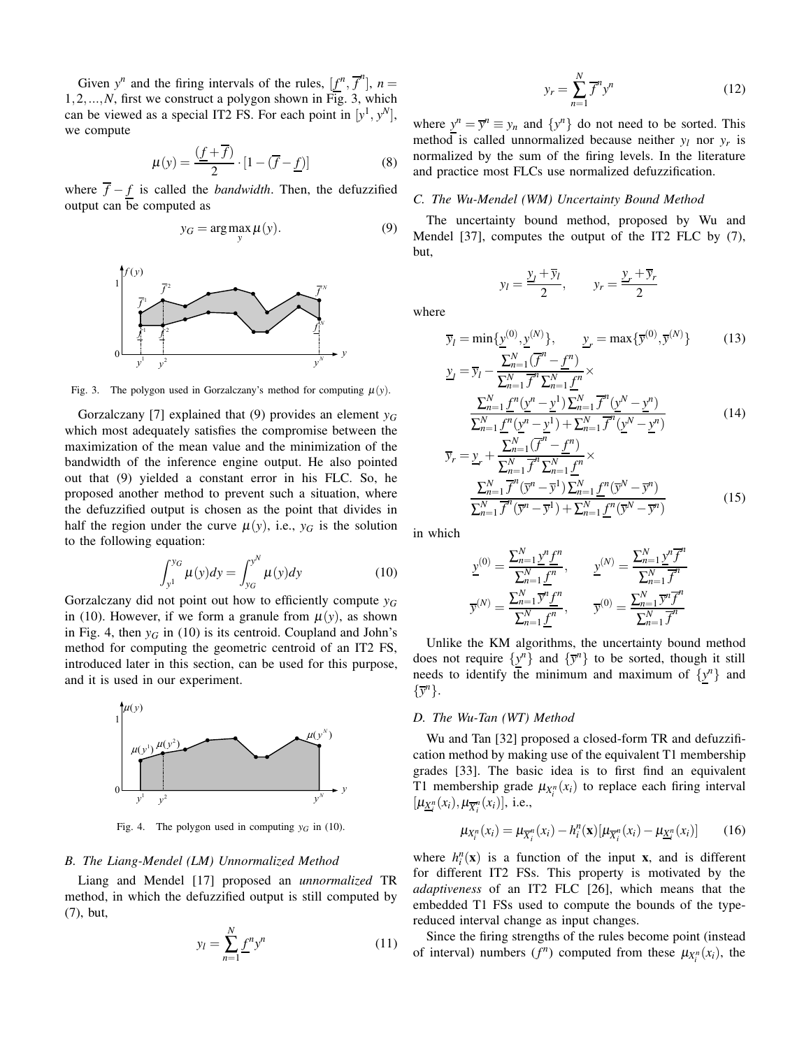Given $y^n$ and the firing intervals of the rules, $[\underline{f}^n, \overline{f}^n]$, $n = 1,2,...,N$, first we construct a polygon shown in Fig. 3, which can be viewed as a special IT2 FS. For each point in $[y^1, y^N]$, we compute

$$\mu(y) = \frac{(\underline{f} + \overline{f})}{2} \cdot [1 - (\overline{f} - \underline{f})] \tag{8}$$

where $\overline{f} - \underline{f}$ is called the *bandwidth*. Then, the defuzzified output can be computed as

$$y_G = \arg\max_y \mu(y). \tag{9}$$

Fig. 3. The polygon used in Gorzalczany's method for computing $\mu(y)$.

Gorzalczany [7] explained that (9) provides an element $y_G$ which most adequately satisfies the compromise between the maximization of the mean value and the minimization of the bandwidth of the inference engine output. He also pointed out that (9) yielded a constant error in his FLC. So, he proposed another method to prevent such a situation, where the defuzzified output is chosen as the point that divides in half the region under the curve $\mu(y)$, i.e., $y_G$ is the solution to the following equation:

$$\int_{y^1}^{y_G} \mu(y)dy = \int_{y_G}^{y^N} \mu(y)dy \tag{10}$$

Gorzalczany did not point out how to efficiently compute $y_G$ in (10). However, if we form a granule from $\mu(y)$, as shown in Fig. 4, then $y_G$ in (10) is its centroid. Coupland and John's method for computing the geometric centroid of an IT2 FS, introduced later in this section, can be used for this purpose, and it is used in our experiment.

Fig. 4. The polygon used in computing $y_G$ in (10).

### B. The Liang-Mendel (LM) Unnormalized Method

Liang and Mendel [17] proposed an *unnormalized* TR method, in which the defuzzified output is still computed by (7), but,

$$y_l = \sum_{n=1}^{N} \underline{f}^n y^n \tag{11}$$

$$y_r = \sum_{n=1}^{N} \overline{f}^n y^n \tag{12}$$

where $\underline{y}^n = \overline{y}^n \equiv y_n$ and $\{y^n\}$ do not need to be sorted. This method is called unnormalized because neither $y_l$ nor $y_r$ is normalized by the sum of the firing levels. In the literature and practice most FLCs use normalized defuzzification.

### C. The Wu-Mendel (WM) Uncertainty Bound Method

The uncertainty bound method, proposed by Wu and Mendel [37], computes the output of the IT2 FLC by (7), but,

$$y_l = \frac{\underline{y}_l + \overline{y}_l}{2}, \qquad y_r = \frac{\underline{y}_r + \overline{y}_r}{2}$$

where

$$\overline{y}_l = \min\{\underline{y}^{(0)}, \underline{y}^{(N)}\}, \qquad \underline{y}_r = \max\{\overline{y}^{(0)}, \overline{y}^{(N)}\} \tag{13}$$

$$\underline{y}_l = \overline{y}_l - \frac{\sum_{n=1}^{N}(\overline{f}^n - \underline{f}^n)}{\sum_{n=1}^{N}\overline{f}^n \sum_{n=1}^{N}\underline{f}^n} \times \frac{\sum_{n=1}^{N}\underline{f}^n(\underline{y}^n - \underline{y}^1)\sum_{n=1}^{N}\overline{f}^n(\underline{y}^N - \underline{y}^n)}{\sum_{n=1}^{N}\underline{f}^n(\underline{y}^n - \underline{y}^1) + \sum_{n=1}^{N}\overline{f}^n(\underline{y}^N - \underline{y}^n)} \tag{14}$$

$$\overline{y}_r = \underline{y}_r + \frac{\sum_{n=1}^{N}(\overline{f}^n - \underline{f}^n)}{\sum_{n=1}^{N}\overline{f}^n \sum_{n=1}^{N}\underline{f}^n} \times \frac{\sum_{n=1}^{N}\overline{f}^n(\overline{y}^n - \overline{y}^1)\sum_{n=1}^{N}\underline{f}^n(\overline{y}^N - \overline{y}^n)}{\sum_{n=1}^{N}\overline{f}^n(\overline{y}^n - \overline{y}^1) + \sum_{n=1}^{N}\underline{f}^n(\overline{y}^N - \overline{y}^n)} \tag{15}$$

in which

$$\underline{y}^{(0)} = \frac{\sum_{n=1}^{N}\underline{y}^n \underline{f}^n}{\sum_{n=1}^{N}\underline{f}^n}, \qquad \underline{y}^{(N)} = \frac{\sum_{n=1}^{N}\underline{y}^n \overline{f}^n}{\sum_{n=1}^{N}\overline{f}^n}$$

$$\overline{y}^{(N)} = \frac{\sum_{n=1}^{N}\overline{y}^n \underline{f}^n}{\sum_{n=1}^{N}\underline{f}^n}, \qquad \overline{y}^{(0)} = \frac{\sum_{n=1}^{N}\overline{y}^n \overline{f}^n}{\sum_{n=1}^{N}\overline{f}^n}$$

Unlike the KM algorithms, the uncertainty bound method does not require $\{\underline{y}^n\}$ and $\{\overline{y}^n\}$ to be sorted, though it still needs to identify the minimum and maximum of $\{\underline{y}^n\}$ and $\{\overline{y}^n\}$.

### D. The Wu-Tan (WT) Method

Wu and Tan [32] proposed a closed-form TR and defuzzification method by making use of the equivalent T1 membership grades [33]. The basic idea is to first find an equivalent T1 membership grade $\mu_{X_i^n}(x_i)$ to replace each firing interval $[\mu_{\underline{X}_i^n}(x_i), \mu_{\overline{X}_i^n}(x_i)]$, i.e.,

$$\mu_{X_i^n}(x_i) = \mu_{\overline{X}_i^n}(x_i) - h_i^n(\mathbf{x})[\mu_{\overline{X}_i^n}(x_i) - \mu_{\underline{X}_i^n}(x_i)] \tag{16}$$

where $h_i^n(\mathbf{x})$ is a function of the input $\mathbf{x}$, and is different for different IT2 FSs. This property is motivated by the *adaptiveness* of an IT2 FLC [26], which means that the embedded T1 FSs used to compute the bounds of the type-reduced interval change as input changes.

Since the firing strengths of the rules become point (instead of interval) numbers ($f^n$) computed from these $\mu_{X_i^n}(x_i)$, the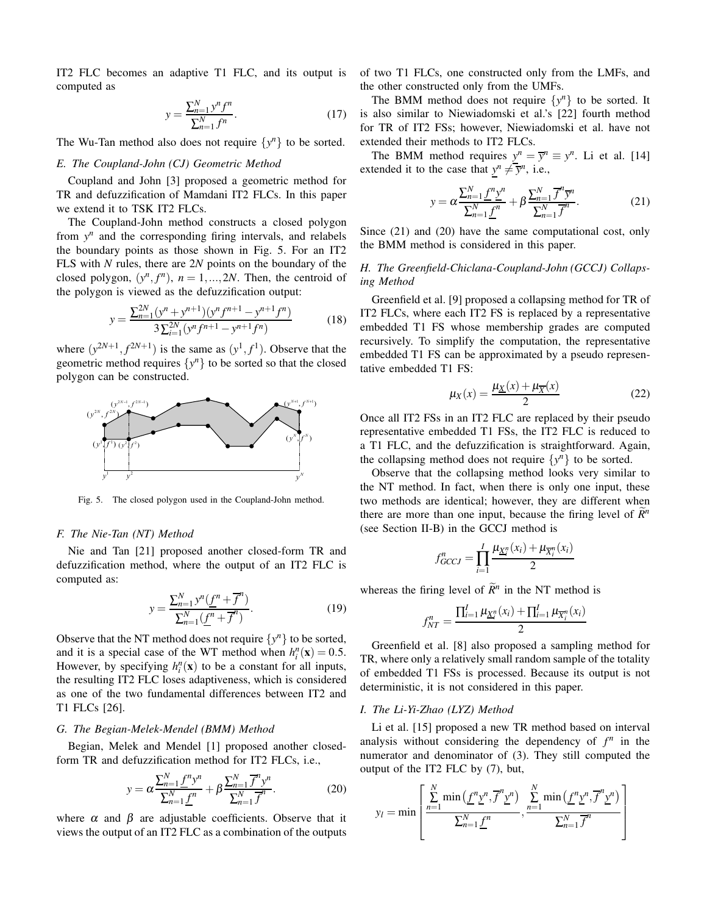IT2 FLC becomes an adaptive T1 FLC, and its output is computed as

$$y = \frac{\sum_{n=1}^{N} y^n f^n}{\sum_{n=1}^{N} f^n}. \tag{17}$$

The Wu-Tan method also does not require $\{y^n\}$ to be sorted.

### *E. The Coupland-John (CJ) Geometric Method*

Coupland and John [3] proposed a geometric method for TR and defuzzification of Mamdani IT2 FLCs. In this paper we extend it to TSK IT2 FLCs.

The Coupland-John method constructs a closed polygon from $y^n$ and the corresponding firing intervals, and relabels the boundary points as those shown in Fig. 5. For an IT2 FLS with $N$ rules, there are $2N$ points on the boundary of the closed polygon, $(y^n, f^n)$, $n = 1, ..., 2N$. Then, the centroid of the polygon is viewed as the defuzzification output:

$$y = \frac{\sum_{n=1}^{2N} (y^n + y^{n+1})(y^n f^{n+1} - y^{n+1} f^n)}{3\sum_{i=1}^{2N} (y^n f^{n+1} - y^{n+1} f^n)} \tag{18}$$

where $(y^{2N+1}, f^{2N+1})$ is the same as $(y^1, f^1)$. Observe that the geometric method requires $\{y^n\}$ to be sorted so that the closed polygon can be constructed.

Fig. 5. The closed polygon used in the Coupland-John method.

### *F. The Nie-Tan (NT) Method*

Nie and Tan [21] proposed another closed-form TR and defuzzification method, where the output of an IT2 FLC is computed as:

$$y = \frac{\sum_{n=1}^{N} y^n (\underline{f}^n + \overline{f}^n)}{\sum_{n=1}^{N} (\underline{f}^n + \overline{f}^n)}. \tag{19}$$

Observe that the NT method does not require $\{y^n\}$ to be sorted, and it is a special case of the WT method when $h_i^n(\mathbf{x}) = 0.5$. However, by specifying $h_i^n(\mathbf{x})$ to be a constant for all inputs, the resulting IT2 FLC loses adaptiveness, which is considered as one of the two fundamental differences between IT2 and T1 FLCs [26].

### *G. The Begian-Melek-Mendel (BMM) Method*

Begian, Melek and Mendel [1] proposed another closed-form TR and defuzzification method for IT2 FLCs, i.e.,

$$y = \alpha \frac{\sum_{n=1}^{N} \underline{f}^n y^n}{\sum_{n=1}^{N} \underline{f}^n} + \beta \frac{\sum_{n=1}^{N} \overline{f}^n y^n}{\sum_{n=1}^{N} \overline{f}^n}. \tag{20}$$

where $\alpha$ and $\beta$ are adjustable coefficients. Observe that it views the output of an IT2 FLC as a combination of the outputs of two T1 FLCs, one constructed only from the LMFs, and the other constructed only from the UMFs.

The BMM method does not require $\{y^n\}$ to be sorted. It is also similar to Niewiadomski et al.'s [22] fourth method for TR of IT2 FSs; however, Niewiadomski et al. have not extended their methods to IT2 FLCs.

The BMM method requires $\underline{y}^n = \overline{y}^n \equiv y^n$. Li et al. [14] extended it to the case that $\underline{y}^n \neq \overline{y}^n$, i.e.,

$$y = \alpha \frac{\sum_{n=1}^{N} \underline{f}^n \underline{y}^n}{\sum_{n=1}^{N} \underline{f}^n} + \beta \frac{\sum_{n=1}^{N} \overline{f}^n \overline{y}^n}{\sum_{n=1}^{N} \overline{f}^n}. \tag{21}$$

Since (21) and (20) have the same computational cost, only the BMM method is considered in this paper.

### *H. The Greenfield-Chiclana-Coupland-John (GCCJ) Collapsing Method*

Greenfield et al. [9] proposed a collapsing method for TR of IT2 FLCs, where each IT2 FS is replaced by a representative embedded T1 FS whose membership grades are computed recursively. To simplify the computation, the representative embedded T1 FS can be approximated by a pseudo representative embedded T1 FS:

$$\mu_X(x) = \frac{\mu_{\underline{X}}(x) + \mu_{\overline{X}}(x)}{2} \tag{22}$$

Once all IT2 FSs in an IT2 FLC are replaced by their pseudo representative embedded T1 FSs, the IT2 FLC is reduced to a T1 FLC, and the defuzzification is straightforward. Again, the collapsing method does not require $\{y^n\}$ to be sorted.

Observe that the collapsing method looks very similar to the NT method. In fact, when there is only one input, these two methods are identical; however, they are different when there are more than one input, because the firing level of $\widetilde{R}^n$ (see Section II-B) in the GCCJ method is

$$f_{GCCJ}^n = \prod_{i=1}^{I} \frac{\mu_{\underline{X}_i^n}(x_i) + \mu_{\overline{X}_i^n}(x_i)}{2}$$

whereas the firing level of $\widetilde{R}^n$ in the NT method is

$$f_{NT}^n = \frac{\prod_{i=1}^{I} \mu_{\underline{X}_i^n}(x_i) + \prod_{i=1}^{I} \mu_{\overline{X}_i^n}(x_i)}{2}$$

Greenfield et al. [8] also proposed a sampling method for TR, where only a relatively small random sample of the totality of embedded T1 FSs is processed. Because its output is not deterministic, it is not considered in this paper.

### *I. The Li-Yi-Zhao (LYZ) Method*

Li et al. [15] proposed a new TR method based on interval analysis without considering the dependency of $f^n$ in the numerator and denominator of (3). They still computed the output of the IT2 FLC by (7), but,

$$y_l = \min \left[ \frac{\sum_{n=1}^{N} \min\left(\underline{f}^n \underline{y}^n, \overline{f}^n \underline{y}^n\right)}{\sum_{n=1}^{N} \underline{f}^n}, \frac{\sum_{n=1}^{N} \min\left(\underline{f}^n \underline{y}^n, \overline{f}^n \underline{y}^n\right)}{\sum_{n=1}^{N} \overline{f}^n} \right]$$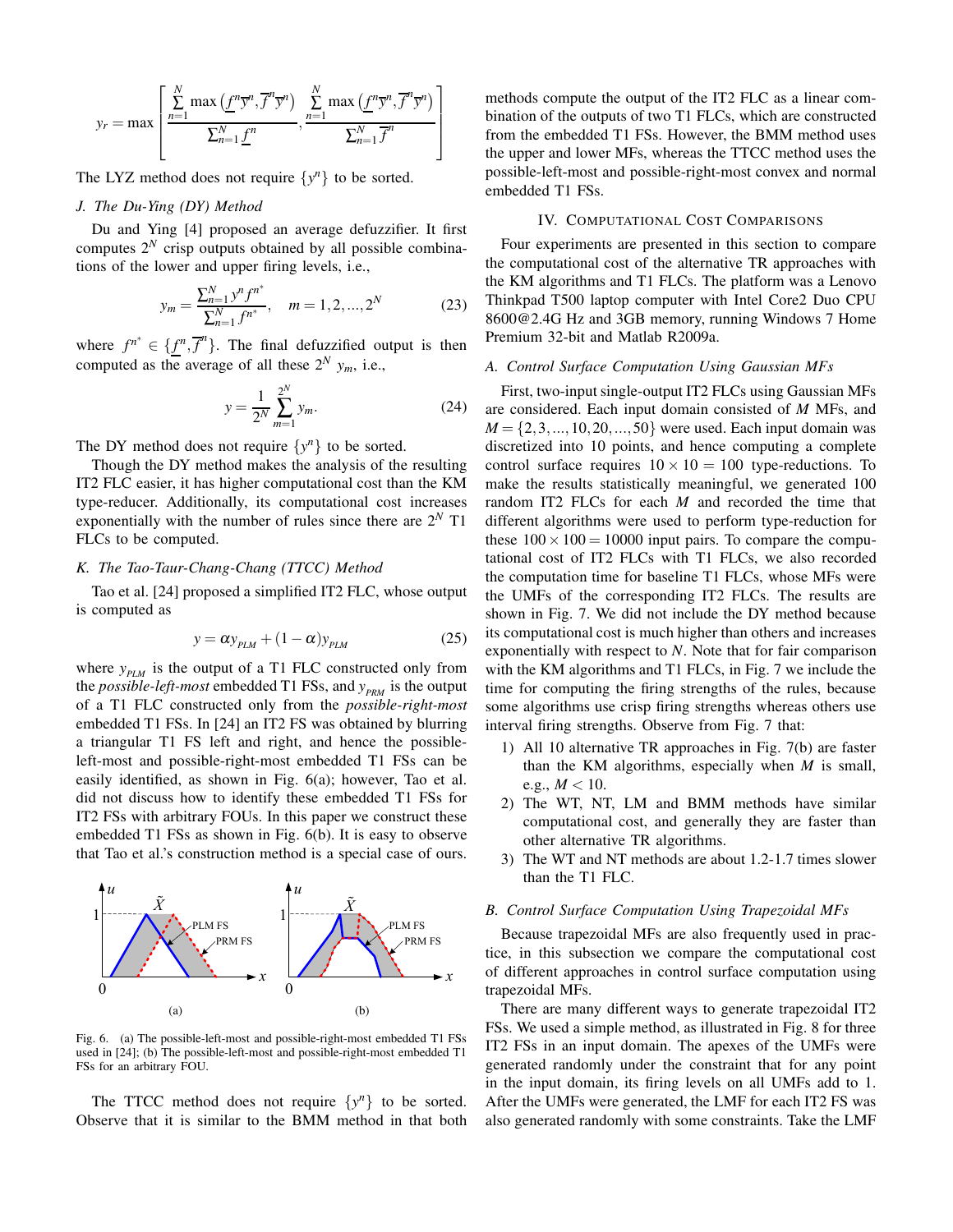$$y_r = \max\left[\frac{\sum_{n=1}^{N} \max\left(\underline{f}^n \overline{y}^n, \overline{f}^n \overline{y}^n\right)}{\sum_{n=1}^{N} \underline{f}^n}, \frac{\sum_{n=1}^{N} \max\left(\underline{f}^n \overline{y}^n, \overline{f}^n \overline{y}^n\right)}{\sum_{n=1}^{N} \overline{f}^n}\right]$$

The LYZ method does not require $\{y^n\}$ to be sorted.

### *J. The Du-Ying (DY) Method*

Du and Ying [4] proposed an average defuzzifier. It first computes $2^N$ crisp outputs obtained by all possible combinations of the lower and upper firing levels, i.e.,

$$y_m = \frac{\sum_{n=1}^{N} y^n f^{n^*}}{\sum_{n=1}^{N} f^{n^*}}, \quad m = 1, 2, ..., 2^N \tag{23}$$

where $f^{n^*} \in \{\underline{f}^n, \overline{f}^n\}$. The final defuzzified output is then computed as the average of all these $2^N$ $y_m$, i.e.,

$$y = \frac{1}{2^N} \sum_{m=1}^{2^N} y_m. \tag{24}$$

The DY method does not require $\{y^n\}$ to be sorted.

Though the DY method makes the analysis of the resulting IT2 FLC easier, it has higher computational cost than the KM type-reducer. Additionally, its computational cost increases exponentially with the number of rules since there are $2^N$ T1 FLCs to be computed.

### *K. The Tao-Taur-Chang-Chang (TTCC) Method*

Tao et al. [24] proposed a simplified IT2 FLC, whose output is computed as

$$y = \alpha y_{PLM} + (1 - \alpha) y_{PLM} \tag{25}$$

where $y_{PLM}$ is the output of a T1 FLC constructed only from the *possible-left-most* embedded T1 FSs, and $y_{PRM}$ is the output of a T1 FLC constructed only from the *possible-right-most* embedded T1 FSs. In [24] an IT2 FS was obtained by blurring a triangular T1 FS left and right, and hence the possible-left-most and possible-right-most embedded T1 FSs can be easily identified, as shown in Fig. 6(a); however, Tao et al. did not discuss how to identify these embedded T1 FSs for IT2 FSs with arbitrary FOUs. In this paper we construct these embedded T1 FSs as shown in Fig. 6(b). It is easy to observe that Tao et al.'s construction method is a special case of ours.

Fig. 6. (a) The possible-left-most and possible-right-most embedded T1 FSs used in [24]; (b) The possible-left-most and possible-right-most embedded T1 FSs for an arbitrary FOU.

The TTCC method does not require $\{y^n\}$ to be sorted. Observe that it is similar to the BMM method in that both methods compute the output of the IT2 FLC as a linear combination of the outputs of two T1 FLCs, which are constructed from the embedded T1 FSs. However, the BMM method uses the upper and lower MFs, whereas the TTCC method uses the possible-left-most and possible-right-most convex and normal embedded T1 FSs.

## IV. Computational Cost Comparisons

Four experiments are presented in this section to compare the computational cost of the alternative TR approaches with the KM algorithms and T1 FLCs. The platform was a Lenovo Thinkpad T500 laptop computer with Intel Core2 Duo CPU 8600@2.4G Hz and 3GB memory, running Windows 7 Home Premium 32-bit and Matlab R2009a.

### *A. Control Surface Computation Using Gaussian MFs*

First, two-input single-output IT2 FLCs using Gaussian MFs are considered. Each input domain consisted of $M$ MFs, and $M = \{2, 3, ..., 10, 20, ..., 50\}$ were used. Each input domain was discretized into 10 points, and hence computing a complete control surface requires $10 \times 10 = 100$ type-reductions. To make the results statistically meaningful, we generated 100 random IT2 FLCs for each $M$ and recorded the time that different algorithms were used to perform type-reduction for these $100 \times 100 = 10000$ input pairs. To compare the computational cost of IT2 FLCs with T1 FLCs, we also recorded the computation time for baseline T1 FLCs, whose MFs were the UMFs of the corresponding IT2 FLCs. The results are shown in Fig. 7. We did not include the DY method because its computational cost is much higher than others and increases exponentially with respect to $N$. Note that for fair comparison with the KM algorithms and T1 FLCs, in Fig. 7 we include the time for computing the firing strengths of the rules, because some algorithms use crisp firing strengths whereas others use interval firing strengths. Observe from Fig. 7 that:

1) All 10 alternative TR approaches in Fig. 7(b) are faster than the KM algorithms, especially when $M$ is small, e.g., $M < 10$.
2) The WT, NT, LM and BMM methods have similar computational cost, and generally they are faster than other alternative TR algorithms.
3) The WT and NT methods are about 1.2-1.7 times slower than the T1 FLC.

### *B. Control Surface Computation Using Trapezoidal MFs*

Because trapezoidal MFs are also frequently used in practice, in this subsection we compare the computational cost of different approaches in control surface computation using trapezoidal MFs.

There are many different ways to generate trapezoidal IT2 FSs. We used a simple method, as illustrated in Fig. 8 for three IT2 FSs in an input domain. The apexes of the UMFs were generated randomly under the constraint that for any point in the input domain, its firing levels on all UMFs add to 1. After the UMFs were generated, the LMF for each IT2 FS was also generated randomly with some constraints. Take the LMF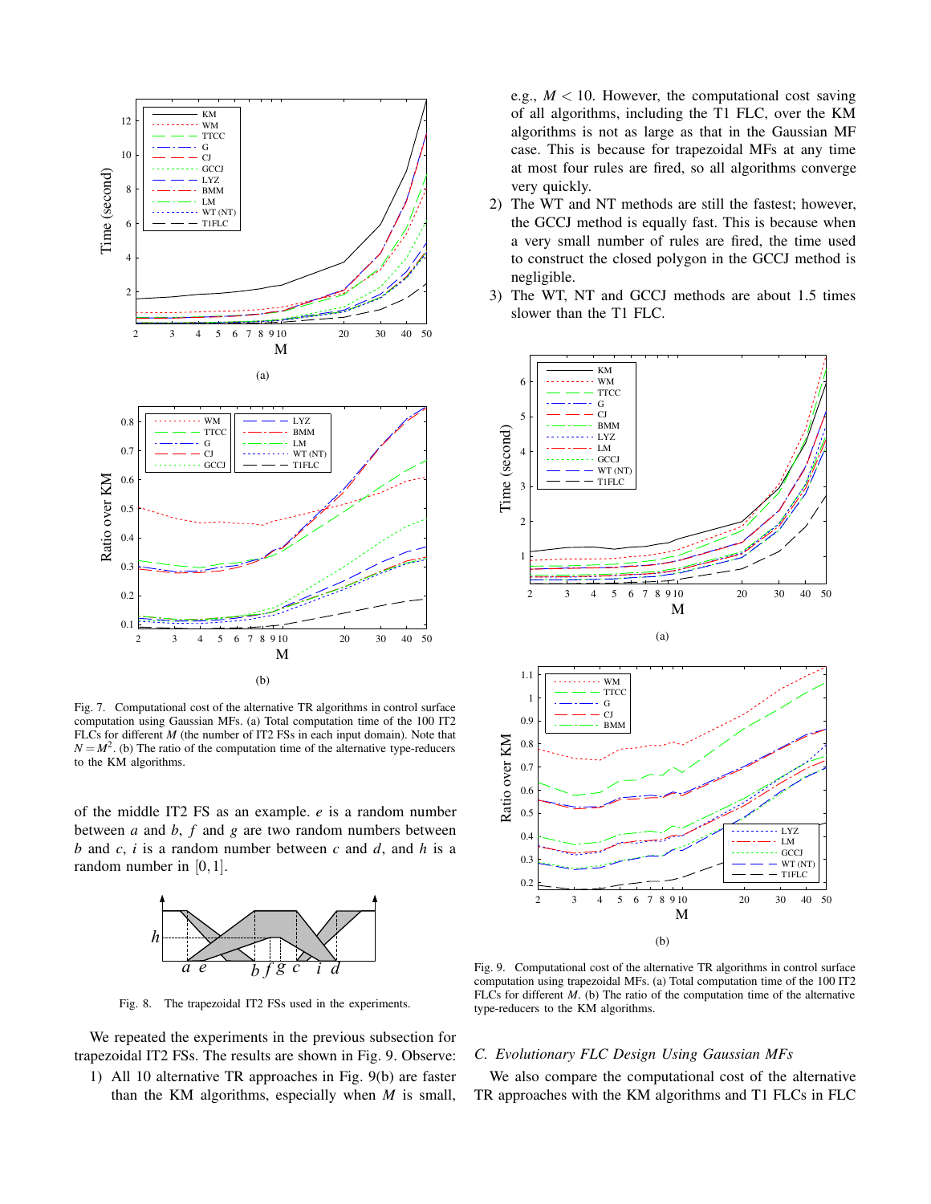Fig. 7. Computational cost of the alternative TR algorithms in control surface computation using Gaussian MFs. (a) Total computation time of the 100 IT2 FLCs for different $M$ (the number of IT2 FSs in each input domain). Note that $N = M^2$. (b) The ratio of the computation time of the alternative type-reducers to the KM algorithms.

of the middle IT2 FS as an example. $e$ is a random number between $a$ and $b$, $f$ and $g$ are two random numbers between $b$ and $c$, $i$ is a random number between $c$ and $d$, and $h$ is a random number in $[0, 1]$.

Fig. 8. The trapezoidal IT2 FSs used in the experiments.

We repeated the experiments in the previous subsection for trapezoidal IT2 FSs. The results are shown in Fig. 9. Observe:

1) All 10 alternative TR approaches in Fig. 9(b) are faster than the KM algorithms, especially when $M$ is small, e.g., $M < 10$. However, the computational cost saving of all algorithms, including the T1 FLC, over the KM algorithms is not as large as that in the Gaussian MF case. This is because for trapezoidal MFs at any time at most four rules are fired, so all algorithms converge very quickly.
2) The WT and NT methods are still the fastest; however, the GCCJ method is equally fast. This is because when a very small number of rules are fired, the time used to construct the closed polygon in the GCCJ method is negligible.
3) The WT, NT and GCCJ methods are about 1.5 times slower than the T1 FLC.

Fig. 9. Computational cost of the alternative TR algorithms in control surface computation using trapezoidal MFs. (a) Total computation time of the 100 IT2 FLCs for different $M$. (b) The ratio of the computation time of the alternative type-reducers to the KM algorithms.

### C. Evolutionary FLC Design Using Gaussian MFs

We also compare the computational cost of the alternative TR approaches with the KM algorithms and T1 FLCs in FLC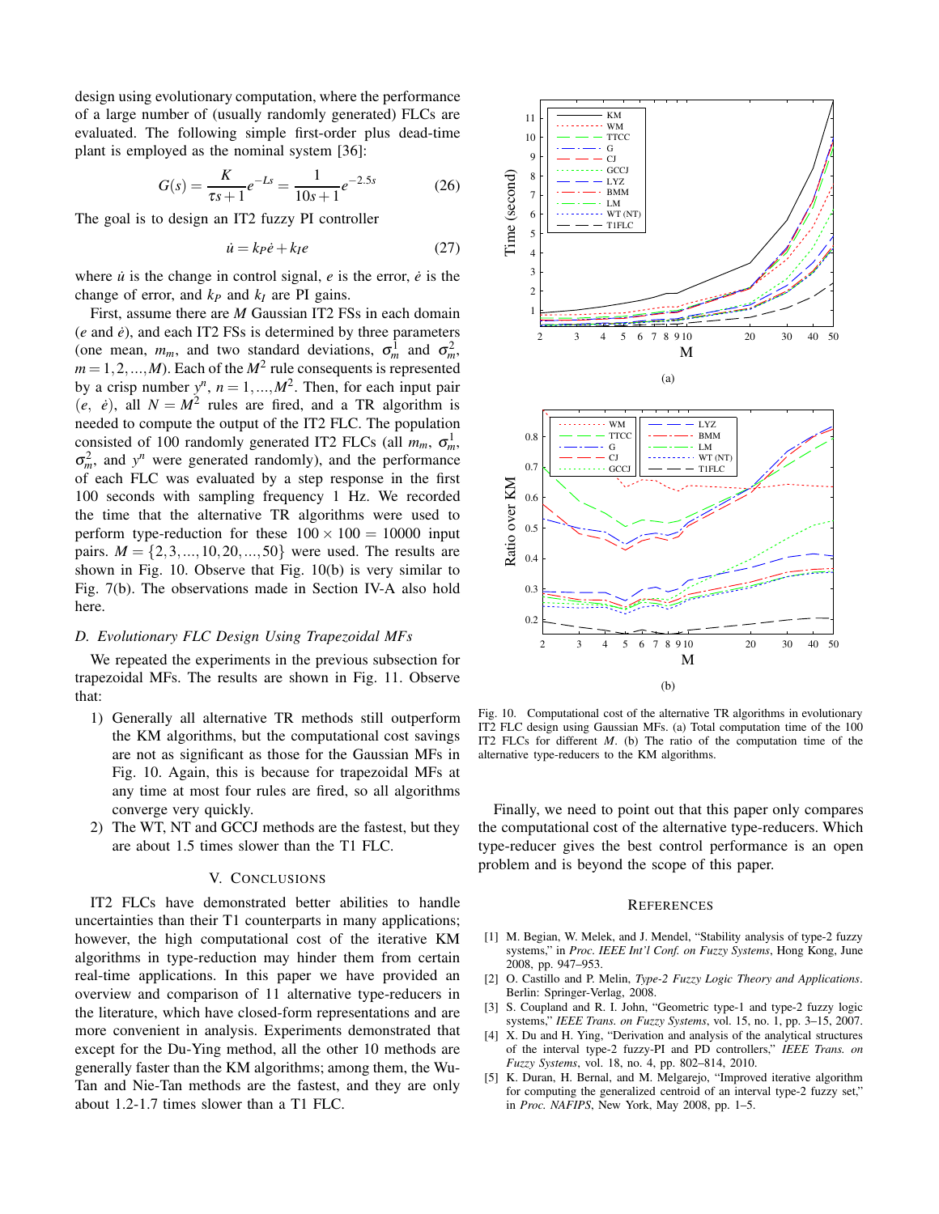design using evolutionary computation, where the performance of a large number of (usually randomly generated) FLCs are evaluated. The following simple first-order plus dead-time plant is employed as the nominal system [36]:

$$G(s) = \frac{K}{\tau s+1}e^{-Ls} = \frac{1}{10s+1}e^{-2.5s} \tag{26}$$

The goal is to design an IT2 fuzzy PI controller

$$\dot{u} = k_P\dot{e} + k_I e \tag{27}$$

where $\dot{u}$ is the change in control signal, $e$ is the error, $\dot{e}$ is the change of error, and $k_P$ and $k_I$ are PI gains.

First, assume there are $M$ Gaussian IT2 FSs in each domain ($e$ and $\dot{e}$), and each IT2 FSs is determined by three parameters (one mean, $m_m$, and two standard deviations, $\sigma_m^1$ and $\sigma_m^2$, $m = 1, 2, ..., M$). Each of the $M^2$ rule consequents is represented by a crisp number $y^n$, $n = 1, ..., M^2$. Then, for each input pair ($e$, $\dot{e}$), all $N = M^2$ rules are fired, and a TR algorithm is needed to compute the output of the IT2 FLC. The population consisted of 100 randomly generated IT2 FLCs (all $m_m$, $\sigma_m^1$, $\sigma_m^2$, and $y^n$ were generated randomly), and the performance of each FLC was evaluated by a step response in the first 100 seconds with sampling frequency 1 Hz. We recorded the time that the alternative TR algorithms were used to perform type-reduction for these $100 \times 100 = 10000$ input pairs. $M = \{2, 3, ..., 10, 20, ..., 50\}$ were used. The results are shown in Fig. 10. Observe that Fig. 10(b) is very similar to Fig. 7(b). The observations made in Section IV-A also hold here.

### D. Evolutionary FLC Design Using Trapezoidal MFs

We repeated the experiments in the previous subsection for trapezoidal MFs. The results are shown in Fig. 11. Observe that:

1) Generally all alternative TR methods still outperform the KM algorithms, but the computational cost savings are not as significant as those for the Gaussian MFs in Fig. 10. Again, this is because for trapezoidal MFs at any time at most four rules are fired, so all algorithms converge very quickly.
2) The WT, NT and GCCJ methods are the fastest, but they are about 1.5 times slower than the T1 FLC.

## V. Conclusions

IT2 FLCs have demonstrated better abilities to handle uncertainties than their T1 counterparts in many applications; however, the high computational cost of the iterative KM algorithms in type-reduction may hinder them from certain real-time applications. In this paper we have provided an overview and comparison of 11 alternative type-reducers in the literature, which have closed-form representations and are more convenient in analysis. Experiments demonstrated that except for the Du-Ying method, all the other 10 methods are generally faster than the KM algorithms; among them, the Wu-Tan and Nie-Tan methods are the fastest, and they are only about 1.2-1.7 times slower than a T1 FLC.

(a)

(b)

Fig. 10. Computational cost of the alternative TR algorithms in evolutionary IT2 FLC design using Gaussian MFs. (a) Total computation time of the 100 IT2 FLCs for different $M$. (b) The ratio of the computation time of the alternative type-reducers to the KM algorithms.

Finally, we need to point out that this paper only compares the computational cost of the alternative type-reducers. Which type-reducer gives the best control performance is an open problem and is beyond the scope of this paper.

## References

[1] M. Begian, W. Melek, and J. Mendel, "Stability analysis of type-2 fuzzy systems," in *Proc. IEEE Int'l Conf. on Fuzzy Systems*, Hong Kong, June 2008, pp. 947–953.

[2] O. Castillo and P. Melin, *Type-2 Fuzzy Logic Theory and Applications*. Berlin: Springer-Verlag, 2008.

[3] S. Coupland and R. I. John, "Geometric type-1 and type-2 fuzzy logic systems," *IEEE Trans. on Fuzzy Systems*, vol. 15, no. 1, pp. 3–15, 2007.

[4] X. Du and H. Ying, "Derivation and analysis of the analytical structures of the interval type-2 fuzzy-PI and PD controllers," *IEEE Trans. on Fuzzy Systems*, vol. 18, no. 4, pp. 802–814, 2010.

[5] K. Duran, H. Bernal, and M. Melgarejo, "Improved iterative algorithm for computing the generalized centroid of an interval type-2 fuzzy set," in *Proc. NAFIPS*, New York, May 2008, pp. 1–5.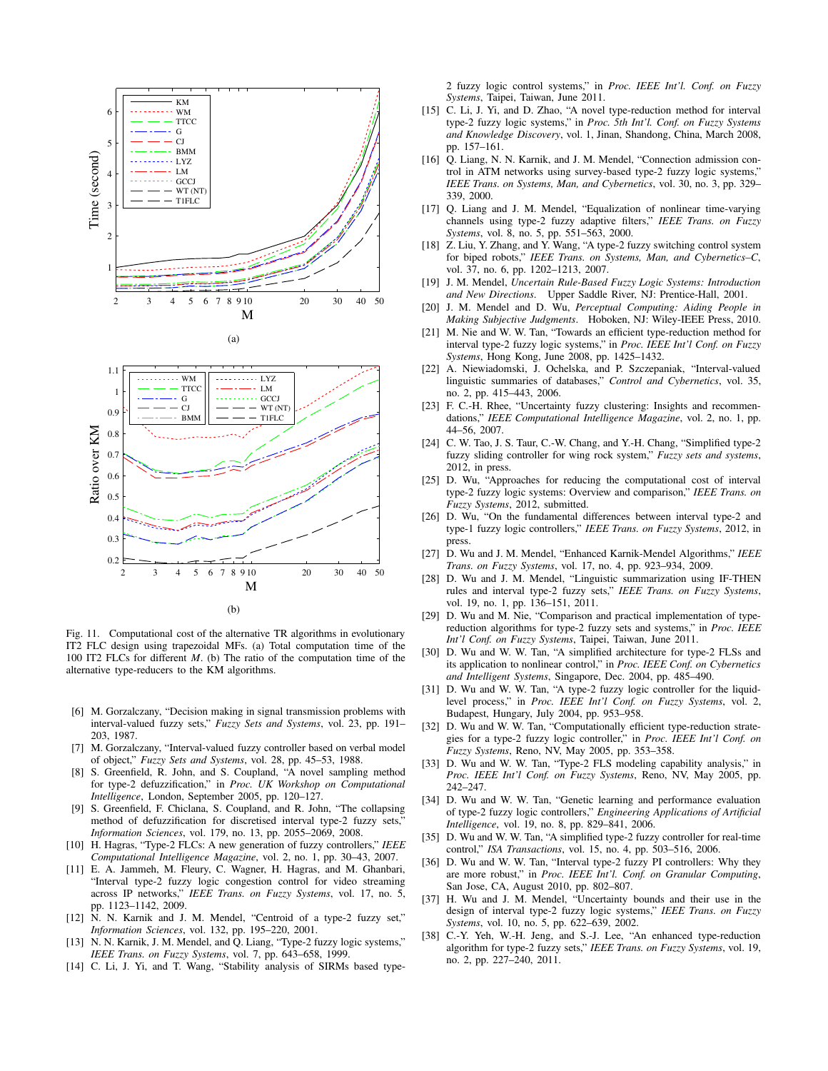KM
WM
TTCC
G
CJ
BMM
LYZ
LM
GCCJ
WT (NT)
T1FLC

Time (second)

0 1 2 3 4 5 6

2 3 4 5 6 7 8 9 10 20 30 40 50

M

(a)

WM
TTCC
G
CJ
BMM
LYZ
LM
GCCJ
WT (NT)
T1FLC

Ratio over KM

0.2 0.3 0.4 0.5 0.6 0.7 0.8 0.9 1 1.1

2 3 4 5 6 7 8 9 10 20 30 40 50

M

(b)

Fig. 11. Computational cost of the alternative TR algorithms in evolutionary IT2 FLC design using trapezoidal MFs. (a) Total computation time of the 100 IT2 FLCs for different $M$. (b) The ratio of the computation time of the alternative type-reducers to the KM algorithms.

[6] M. Gorzalczany, "Decision making in signal transmission problems with interval-valued fuzzy sets," *Fuzzy Sets and Systems*, vol. 23, pp. 191–203, 1987.

[7] M. Gorzalczany, "Interval-valued fuzzy controller based on verbal model of object," *Fuzzy Sets and Systems*, vol. 28, pp. 45–53, 1988.

[8] S. Greenfield, R. John, and S. Coupland, "A novel sampling method for type-2 defuzzification," in *Proc. UK Workshop on Computational Intelligence*, London, September 2005, pp. 120–127.

[9] S. Greenfield, F. Chiclana, S. Coupland, and R. John, "The collapsing method of defuzzification for discretised interval type-2 fuzzy sets," *Information Sciences*, vol. 179, no. 13, pp. 2055–2069, 2008.

[10] H. Hagras, "Type-2 FLCs: A new generation of fuzzy controllers," *IEEE Computational Intelligence Magazine*, vol. 2, no. 1, pp. 30–43, 2007.

[11] E. A. Jammeh, M. Fleury, C. Wagner, H. Hagras, and M. Ghanbari, "Interval type-2 fuzzy logic congestion control for video streaming across IP networks," *IEEE Trans. on Fuzzy Systems*, vol. 17, no. 5, pp. 1123–1142, 2009.

[12] N. N. Karnik and J. M. Mendel, "Centroid of a type-2 fuzzy set," *Information Sciences*, vol. 132, pp. 195–220, 2001.

[13] N. N. Karnik, J. M. Mendel, and Q. Liang, "Type-2 fuzzy logic systems," *IEEE Trans. on Fuzzy Systems*, vol. 7, pp. 643–658, 1999.

[14] C. Li, J. Yi, and T. Wang, "Stability analysis of SIRMs based type-2 fuzzy logic control systems," in *Proc. IEEE Int'l. Conf. on Fuzzy Systems*, Taipei, Taiwan, June 2011.

[15] C. Li, J. Yi, and D. Zhao, "A novel type-reduction method for interval type-2 fuzzy logic systems," in *Proc. 5th Int'l. Conf. on Fuzzy Systems and Knowledge Discovery*, vol. 1, Jinan, Shandong, China, March 2008, pp. 157–161.

[16] Q. Liang, N. N. Karnik, and J. M. Mendel, "Connection admission control in ATM networks using survey-based type-2 fuzzy logic systems," *IEEE Trans. on Systems, Man, and Cybernetics*, vol. 30, no. 3, pp. 329–339, 2000.

[17] Q. Liang and J. M. Mendel, "Equalization of nonlinear time-varying channels using type-2 fuzzy adaptive filters," *IEEE Trans. on Fuzzy Systems*, vol. 8, no. 5, pp. 551–563, 2000.

[18] Z. Liu, Y. Zhang, and Y. Wang, "A type-2 fuzzy switching control system for biped robots," *IEEE Trans. on Systems, Man, and Cybernetics–C*, vol. 37, no. 6, pp. 1202–1213, 2007.

[19] J. M. Mendel, *Uncertain Rule-Based Fuzzy Logic Systems: Introduction and New Directions*. Upper Saddle River, NJ: Prentice-Hall, 2001.

[20] J. M. Mendel and D. Wu, *Perceptual Computing: Aiding People in Making Subjective Judgments*. Hoboken, NJ: Wiley-IEEE Press, 2010.

[21] M. Nie and W. W. Tan, "Towards an efficient type-reduction method for interval type-2 fuzzy logic systems," in *Proc. IEEE Int'l Conf. on Fuzzy Systems*, Hong Kong, June 2008, pp. 1425–1432.

[22] A. Niewiadomski, J. Ochelska, and P. Szczepaniak, "Interval-valued linguistic summaries of databases," *Control and Cybernetics*, vol. 35, no. 2, pp. 415–443, 2006.

[23] F. C.-H. Rhee, "Uncertainty fuzzy clustering: Insights and recommendations," *IEEE Computational Intelligence Magazine*, vol. 2, no. 1, pp. 44–56, 2007.

[24] C. W. Tao, J. S. Taur, C.-W. Chang, and Y.-H. Chang, "Simplified type-2 fuzzy sliding controller for wing rock system," *Fuzzy sets and systems*, 2012, in press.

[25] D. Wu, "Approaches for reducing the computational cost of interval type-2 fuzzy logic systems: Overview and comparison," *IEEE Trans. on Fuzzy Systems*, 2012, submitted.

[26] D. Wu, "On the fundamental differences between interval type-2 and type-1 fuzzy logic controllers," *IEEE Trans. on Fuzzy Systems*, 2012, in press.

[27] D. Wu and J. M. Mendel, "Enhanced Karnik-Mendel Algorithms," *IEEE Trans. on Fuzzy Systems*, vol. 17, no. 4, pp. 923–934, 2009.

[28] D. Wu and J. M. Mendel, "Linguistic summarization using IF-THEN rules and interval type-2 fuzzy sets," *IEEE Trans. on Fuzzy Systems*, vol. 19, no. 1, pp. 136–151, 2011.

[29] D. Wu and M. Nie, "Comparison and practical implementation of type-reduction algorithms for type-2 fuzzy sets and systems," in *Proc. IEEE Int'l Conf. on Fuzzy Systems*, Taipei, Taiwan, June 2011.

[30] D. Wu and W. W. Tan, "A simplified architecture for type-2 FLSs and its application to nonlinear control," in *Proc. IEEE Conf. on Cybernetics and Intelligent Systems*, Singapore, Dec. 2004, pp. 485–490.

[31] D. Wu and W. W. Tan, "A type-2 fuzzy logic controller for the liquid-level process," in *Proc. IEEE Int'l Conf. on Fuzzy Systems*, vol. 2, Budapest, Hungary, July 2004, pp. 953–958.

[32] D. Wu and W. W. Tan, "Computationally efficient type-reduction strategies for a type-2 fuzzy logic controller," in *Proc. IEEE Int'l Conf. on Fuzzy Systems*, Reno, NV, May 2005, pp. 353–358.

[33] D. Wu and W. W. Tan, "Type-2 FLS modeling capability analysis," in *Proc. IEEE Int'l Conf. on Fuzzy Systems*, Reno, NV, May 2005, pp. 242–247.

[34] D. Wu and W. W. Tan, "Genetic learning and performance evaluation of type-2 fuzzy logic controllers," *Engineering Applications of Artificial Intelligence*, vol. 19, no. 8, pp. 829–841, 2006.

[35] D. Wu and W. W. Tan, "A simplified type-2 fuzzy controller for real-time control," *ISA Transactions*, vol. 15, no. 4, pp. 503–516, 2006.

[36] D. Wu and W. W. Tan, "Interval type-2 fuzzy PI controllers: Why they are more robust," in *Proc. IEEE Int'l. Conf. on Granular Computing*, San Jose, CA, August 2010, pp. 802–807.

[37] H. Wu and J. M. Mendel, "Uncertainty bounds and their use in the design of interval type-2 fuzzy logic systems," *IEEE Trans. on Fuzzy Systems*, vol. 10, no. 5, pp. 622–639, 2002.

[38] C.-Y. Yeh, W.-H. Jeng, and S.-J. Lee, "An enhanced type-reduction algorithm for type-2 fuzzy sets," *IEEE Trans. on Fuzzy Systems*, vol. 19, no. 2, pp. 227–240, 2011.